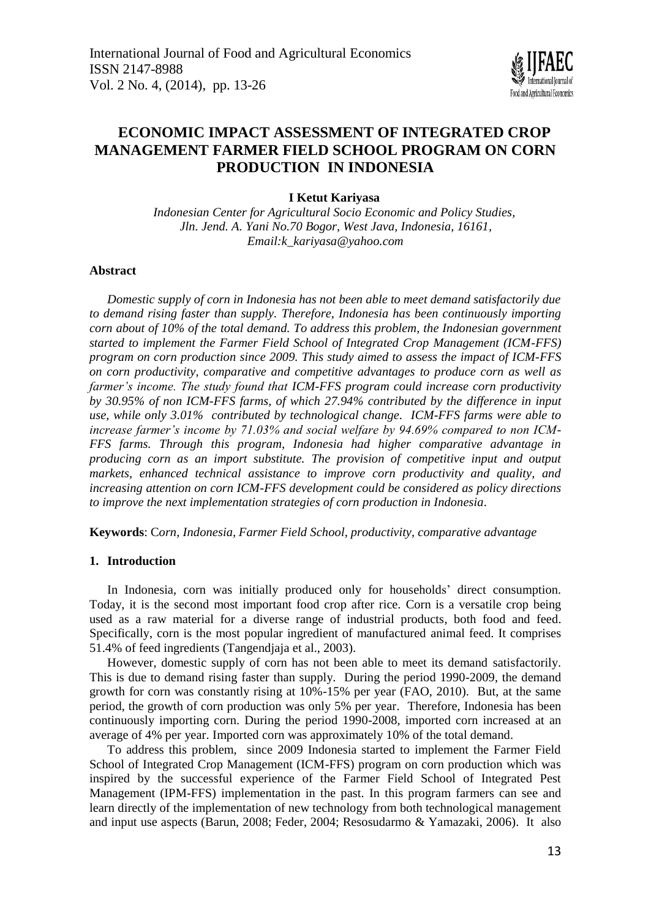# ECONOMIC IMPACT ASSESSMENT OF INTEGRATED CROP MANAGEMENT FARMER FIELD SCHOOL PROGRAM ON CORN PRODUCTION IN INDONESIA

**I Ketut Kariyasa**

*Indonesian Center for Agricultural Socio Economic and Policy Studies, Jln. Jend. A. Yani No.70 Bogor, West Java, Indonesia, 16161, Email:k_kariyasa@yahoo.com*

### Abstract

*Domestic supply of corn in Indonesia has not been able to meet demand satisfactorily due to demand rising faster than supply. Therefore, Indonesia has been continuously importing corn about of 10% of the total demand. To address this problem, the Indonesian government started to implement the Farmer Field School of Integrated Crop Management (ICM-FFS) program on corn production since 2009. This study aimed to assess the impact of ICM-FFS on corn productivity, comparative and competitive advantages to produce corn as well as farmer's income. The study found that ICM-FFS program could increase corn productivity by 30.95% of non ICM-FFS farms, of which 27.94% contributed by the difference in input use, while only 3.01% contributed by technological change. ICM-FFS farms were able to increase farmer's income by 71.03% and social welfare by 94.69% compared to non ICM-FFS farms. Through this program, Indonesia had higher comparative advantage in producing corn as an import substitute. The provision of competitive input and output markets, enhanced technical assistance to improve corn productivity and quality, and increasing attention on corn ICM-FFS development could be considered as policy directions to improve the next implementation strategies of corn production in Indonesia.*

**Keywords**: C*orn, Indonesia, Farmer Field School, productivity, comparative advantage*

### 1. Introduction

In Indonesia, corn was initially produced only for households' direct consumption. Today, it is the second most important food crop after rice. Corn is a versatile crop being used as a raw material for a diverse range of industrial products, both food and feed. Specifically, corn is the most popular ingredient of manufactured animal feed. It comprises 51.4% of feed ingredients (Tangendjaja et al., 2003).

However, domestic supply of corn has not been able to meet its demand satisfactorily. This is due to demand rising faster than supply. During the period 1990-2009, the demand growth for corn was constantly rising at 10%-15% per year (FAO, 2010). But, at the same period, the growth of corn production was only 5% per year. Therefore, Indonesia has been continuously importing corn. During the period 1990-2008, imported corn increased at an average of 4% per year. Imported corn was approximately 10% of the total demand.

To address this problem, since 2009 Indonesia started to implement the Farmer Field School of Integrated Crop Management (ICM-FFS) program on corn production which was inspired by the successful experience of the Farmer Field School of Integrated Pest Management (IPM-FFS) implementation in the past. In this program farmers can see and learn directly of the implementation of new technology from both technological management and input use aspects (Barun, 2008; Feder, 2004; Resosudarmo & Yamazaki, 2006). It also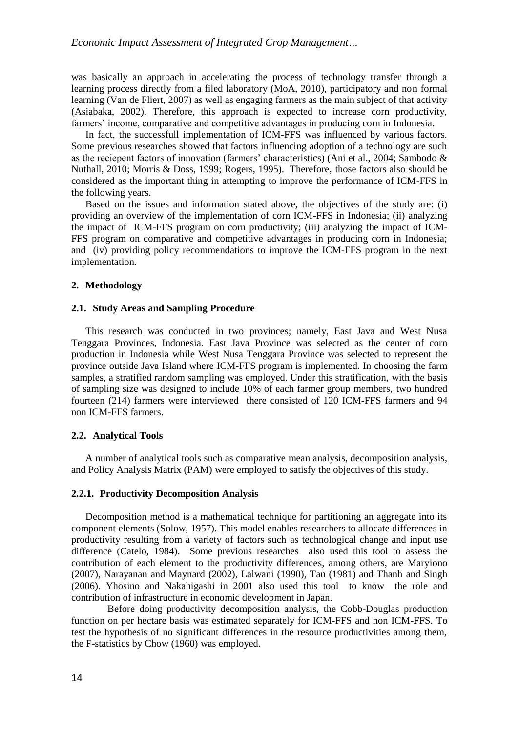was basically an approach in accelerating the process of technology transfer through a learning process directly from a filed laboratory (MoA, 2010), participatory and non formal learning (Van de Fliert, 2007) as well as engaging farmers as the main subject of that activity (Asiabaka, 2002). Therefore, this approach is expected to increase corn productivity, farmers' income, comparative and competitive advantages in producing corn in Indonesia.

In fact, the successfull implementation of ICM-FFS was influenced by various factors. Some previous researches showed that factors influencing adoption of a technology are such as the reciepent factors of innovation (farmers' characteristics) (Ani et al., 2004; Sambodo & Nuthall, 2010; Morris & Doss, 1999; Rogers, 1995). Therefore, those factors also should be considered as the important thing in attempting to improve the performance of ICM-FFS in the following years.

Based on the issues and information stated above, the objectives of the study are: (i) providing an overview of the implementation of corn ICM-FFS in Indonesia; (ii) analyzing the impact of ICM-FFS program on corn productivity; (iii) analyzing the impact of ICM-FFS program on comparative and competitive advantages in producing corn in Indonesia; and (iv) providing policy recommendations to improve the ICM-FFS program in the next implementation.

## 2. Methodology

### 2.1. Study Areas and Sampling Procedure

This research was conducted in two provinces; namely, East Java and West Nusa Tenggara Provinces, Indonesia. East Java Province was selected as the center of corn production in Indonesia while West Nusa Tenggara Province was selected to represent the province outside Java Island where ICM-FFS program is implemented. In choosing the farm samples, a stratified random sampling was employed. Under this stratification, with the basis of sampling size was designed to include 10% of each farmer group members, two hundred fourteen (214) farmers were interviewed there consisted of 120 ICM-FFS farmers and 94 non ICM-FFS farmers.

### 2.2. Analytical Tools

A number of analytical tools such as comparative mean analysis, decomposition analysis, and Policy Analysis Matrix (PAM) were employed to satisfy the objectives of this study.

#### 2.2.1. Productivity Decomposition Analysis

Decomposition method is a mathematical technique for partitioning an aggregate into its component elements (Solow, 1957). This model enables researchers to allocate differences in productivity resulting from a variety of factors such as technological change and input use difference (Catelo, 1984). Some previous researches also used this tool to assess the contribution of each element to the productivity differences, among others, are Maryiono (2007), Narayanan and Maynard (2002), Lalwani (1990), Tan (1981) and Thanh and Singh (2006). Yhosino and Nakahigashi in 2001 also used this tool to know the role and contribution of infrastructure in economic development in Japan.

Before doing productivity decomposition analysis, the Cobb-Douglas production function on per hectare basis was estimated separately for ICM-FFS and non ICM-FFS. To test the hypothesis of no significant differences in the resource productivities among them, the F-statistics by Chow (1960) was employed.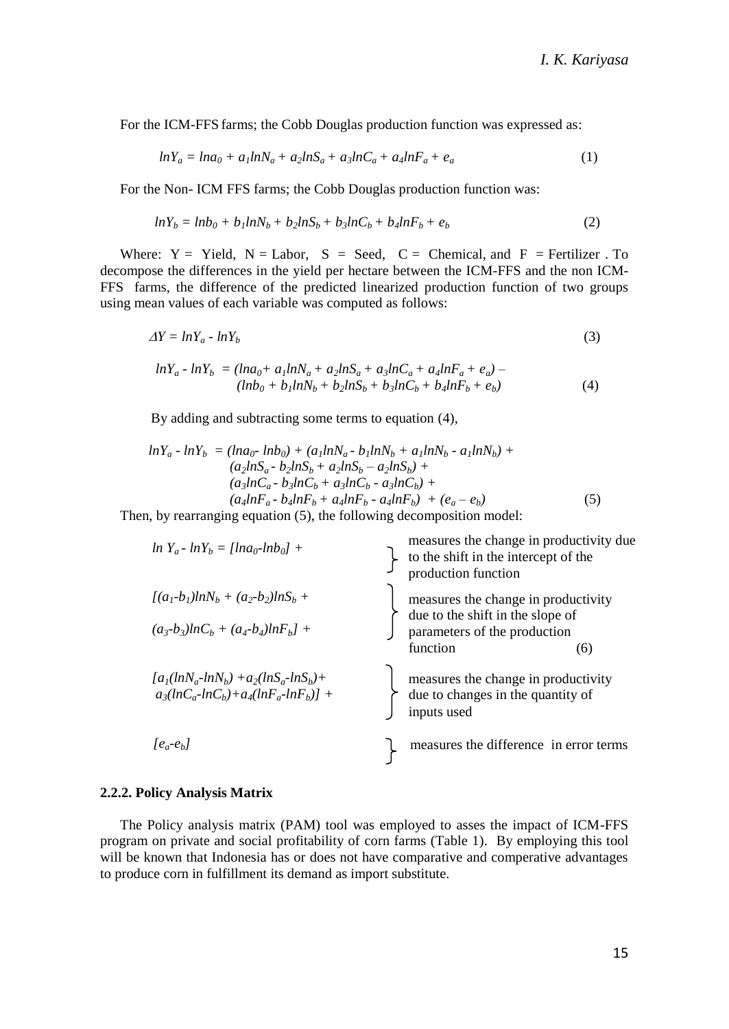For the ICM-FFS farms; the Cobb Douglas production function was expressed as:

$$lnY_a = lna_0 + a_1lnN_a + a_2lnS_a + a_3lnC_a + a_4lnF_a + e_a \quad (1)$$

For the Non- ICM FFS farms; the Cobb Douglas production function was:

$$lnY_b = lnb_0 + b_1lnN_b + b_2lnS_b + b_3lnC_b + b_4lnF_b + e_b \quad (2)$$

Where: Y = Yield, N = Labor, S = Seed, C = Chemical, and F = Fertilizer . To decompose the differences in the yield per hectare between the ICM-FFS and the non ICM-FFS farms, the difference of the predicted linearized production function of two groups using mean values of each variable was computed as follows:

$$\Delta Y = lnY_a - lnY_b \quad (3)$$

$$lnY_a - lnY_b = (lna_0 + a_1lnN_a + a_2lnS_a + a_3lnC_a + a_4lnF_a + e_a) - (lnb_0 + b_1lnN_b + b_2lnS_b + b_3lnC_b + b_4lnF_b + e_b) \quad (4)$$

By adding and subtracting some terms to equation (4),

$$\begin{aligned} lnY_a - lnY_b = {} & (lna_0 - lnb_0) + (a_1lnN_a - b_1lnN_b + a_1lnN_b - a_1lnN_b) + \\ & (a_2lnS_a - b_2lnS_b + a_2lnS_b - a_2lnS_b) + \\ & (a_3lnC_a - b_3lnC_b + a_3lnC_b - a_3lnC_b) + \\ & (a_4lnF_a - b_4lnF_b + a_4lnF_b - a_4lnF_b) + (e_a - e_b) \end{aligned} \quad (5)$$

Then, by rearranging equation (5), the following decomposition model:

$$\begin{aligned} ln\,Y_a - lnY_b = {} & [lna_0 - lnb_0] + && \text{measures the change in productivity due to the shift in the intercept of the production function} \\ & [(a_1-b_1)lnN_b + (a_2-b_2)lnS_b + (a_3-b_3)lnC_b + (a_4-b_4)lnF_b] + && \text{measures the change in productivity due to the shift in the slope of parameters of the production function} \\ & [a_1(lnN_a-lnN_b) + a_2(lnS_a-lnS_b) + a_3(lnC_a-lnC_b) + a_4(lnF_a-lnF_b)] + && \text{measures the change in productivity due to changes in the quantity of inputs used} \\ & [e_a-e_b] && \text{measures the difference in error terms} \end{aligned} \quad (6)$$

### 2.2.2. Policy Analysis Matrix

The Policy analysis matrix (PAM) tool was employed to asses the impact of ICM-FFS program on private and social profitability of corn farms (Table 1). By employing this tool will be known that Indonesia has or does not have comparative and comperative advantages to produce corn in fulfillment its demand as import substitute.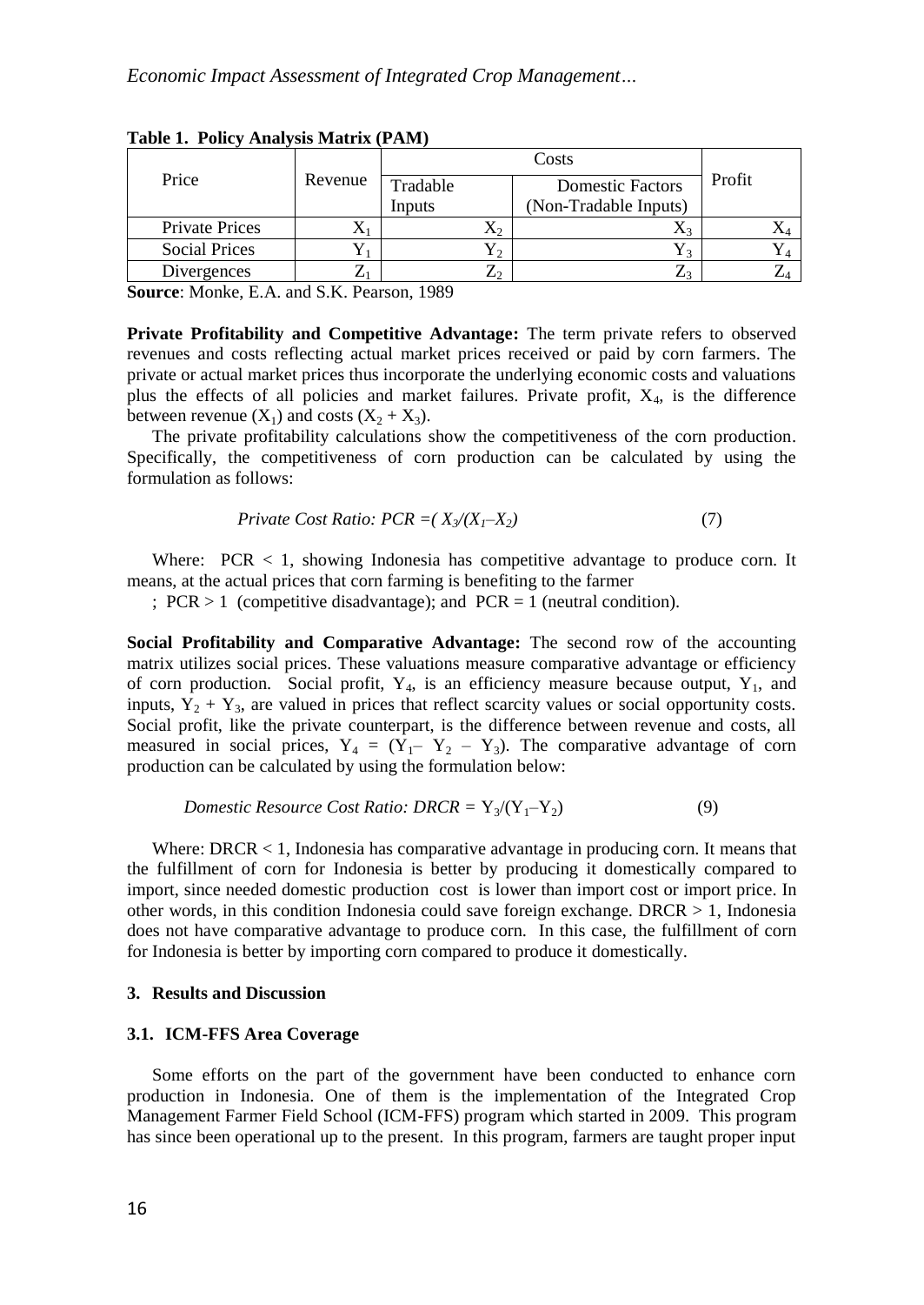**Table 1. Policy Analysis Matrix (PAM)**

| Price | Revenue | Costs | | Profit |
|---|---|---|---|---|
| | | Tradable Inputs | Domestic Factors (Non-Tradable Inputs) | |
| Private Prices | $X_1$ | $X_2$ | $X_3$ | $X_4$ |
| Social Prices | $Y_1$ | $Y_2$ | $Y_3$ | $Y_4$ |
| Divergences | $Z_1$ | $Z_2$ | $Z_3$ | $Z_4$ |

**Source**: Monke, E.A. and S.K. Pearson, 1989

**Private Profitability and Competitive Advantage:** The term private refers to observed revenues and costs reflecting actual market prices received or paid by corn farmers. The private or actual market prices thus incorporate the underlying economic costs and valuations plus the effects of all policies and market failures. Private profit, $X_4$, is the difference between revenue ($X_1$) and costs ($X_2 + X_3$).

The private profitability calculations show the competitiveness of the corn production. Specifically, the competitiveness of corn production can be calculated by using the formulation as follows:

$$\textit{Private Cost Ratio: } PCR = ( X_3/(X_1 - X_2) \qquad (7)$$

Where: $PCR < 1$, showing Indonesia has competitive advantage to produce corn. It means, at the actual prices that corn farming is benefiting to the farmer

; $PCR > 1$ (competitive disadvantage); and $PCR = 1$ (neutral condition).

**Social Profitability and Comparative Advantage:** The second row of the accounting matrix utilizes social prices. These valuations measure comparative advantage or efficiency of corn production. Social profit, $Y_4$, is an efficiency measure because output, $Y_1$, and inputs, $Y_2 + Y_3$, are valued in prices that reflect scarcity values or social opportunity costs. Social profit, like the private counterpart, is the difference between revenue and costs, all measured in social prices, $Y_4 = (Y_1 - Y_2 - Y_3)$. The comparative advantage of corn production can be calculated by using the formulation below:

$$\textit{Domestic Resource Cost Ratio: } DRCR = Y_3/(Y_1 - Y_2) \qquad (9)$$

Where: $DRCR < 1$, Indonesia has comparative advantage in producing corn. It means that the fulfillment of corn for Indonesia is better by producing it domestically compared to import, since needed domestic production cost is lower than import cost or import price. In other words, in this condition Indonesia could save foreign exchange. $DRCR > 1$, Indonesia does not have comparative advantage to produce corn. In this case, the fulfillment of corn for Indonesia is better by importing corn compared to produce it domestically.

## 3. Results and Discussion

### 3.1. ICM-FFS Area Coverage

Some efforts on the part of the government have been conducted to enhance corn production in Indonesia. One of them is the implementation of the Integrated Crop Management Farmer Field School (ICM-FFS) program which started in 2009. This program has since been operational up to the present. In this program, farmers are taught proper input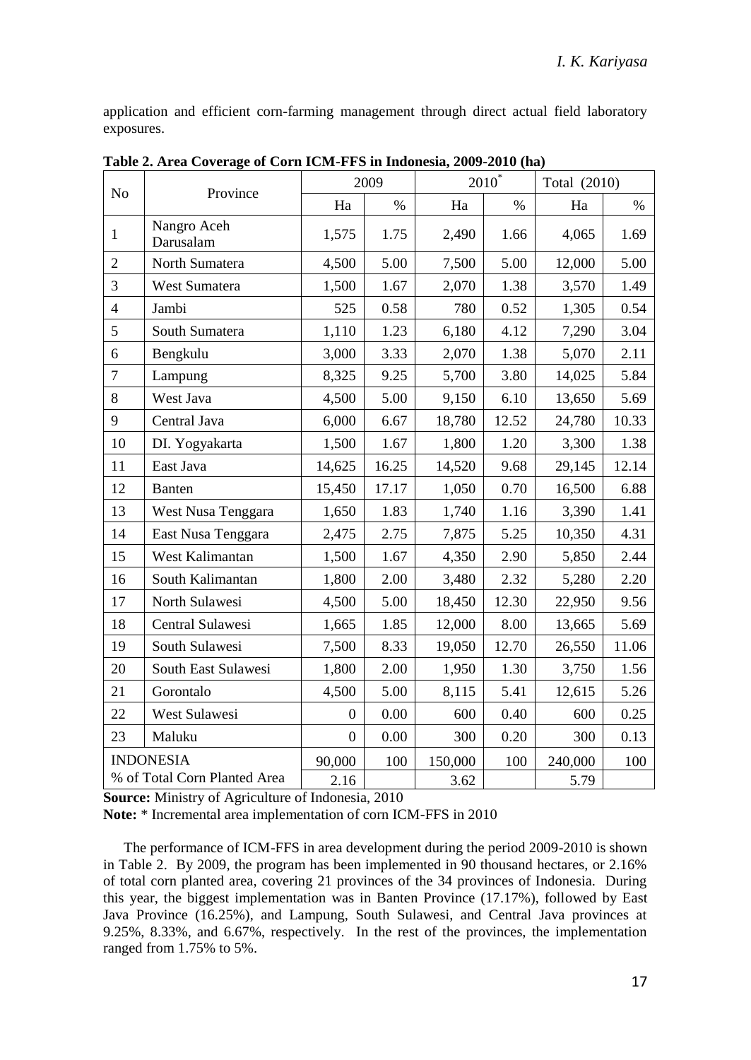application and efficient corn-farming management through direct actual field laboratory exposures.

**Table 2. Area Coverage of Corn ICM-FFS in Indonesia, 2009-2010 (ha)**

| No | Province | 2009 | | 2010* | | Total (2010) | |
|---|---|---|---|---|---|---|---|
| | | Ha | % | Ha | % | Ha | % |
| 1 | Nangro Aceh Darusalam | 1,575 | 1.75 | 2,490 | 1.66 | 4,065 | 1.69 |
| 2 | North Sumatera | 4,500 | 5.00 | 7,500 | 5.00 | 12,000 | 5.00 |
| 3 | West Sumatera | 1,500 | 1.67 | 2,070 | 1.38 | 3,570 | 1.49 |
| 4 | Jambi | 525 | 0.58 | 780 | 0.52 | 1,305 | 0.54 |
| 5 | South Sumatera | 1,110 | 1.23 | 6,180 | 4.12 | 7,290 | 3.04 |
| 6 | Bengkulu | 3,000 | 3.33 | 2,070 | 1.38 | 5,070 | 2.11 |
| 7 | Lampung | 8,325 | 9.25 | 5,700 | 3.80 | 14,025 | 5.84 |
| 8 | West Java | 4,500 | 5.00 | 9,150 | 6.10 | 13,650 | 5.69 |
| 9 | Central Java | 6,000 | 6.67 | 18,780 | 12.52 | 24,780 | 10.33 |
| 10 | DI. Yogyakarta | 1,500 | 1.67 | 1,800 | 1.20 | 3,300 | 1.38 |
| 11 | East Java | 14,625 | 16.25 | 14,520 | 9.68 | 29,145 | 12.14 |
| 12 | Banten | 15,450 | 17.17 | 1,050 | 0.70 | 16,500 | 6.88 |
| 13 | West Nusa Tenggara | 1,650 | 1.83 | 1,740 | 1.16 | 3,390 | 1.41 |
| 14 | East Nusa Tenggara | 2,475 | 2.75 | 7,875 | 5.25 | 10,350 | 4.31 |
| 15 | West Kalimantan | 1,500 | 1.67 | 4,350 | 2.90 | 5,850 | 2.44 |
| 16 | South Kalimantan | 1,800 | 2.00 | 3,480 | 2.32 | 5,280 | 2.20 |
| 17 | North Sulawesi | 4,500 | 5.00 | 18,450 | 12.30 | 22,950 | 9.56 |
| 18 | Central Sulawesi | 1,665 | 1.85 | 12,000 | 8.00 | 13,665 | 5.69 |
| 19 | South Sulawesi | 7,500 | 8.33 | 19,050 | 12.70 | 26,550 | 11.06 |
| 20 | South East Sulawesi | 1,800 | 2.00 | 1,950 | 1.30 | 3,750 | 1.56 |
| 21 | Gorontalo | 4,500 | 5.00 | 8,115 | 5.41 | 12,615 | 5.26 |
| 22 | West Sulawesi | 0 | 0.00 | 600 | 0.40 | 600 | 0.25 |
| 23 | Maluku | 0 | 0.00 | 300 | 0.20 | 300 | 0.13 |
| INDONESIA | | 90,000 | 100 | 150,000 | 100 | 240,000 | 100 |
| % of Total Corn Planted Area | | 2.16 | | 3.62 | | 5.79 | |

**Source:** Ministry of Agriculture of Indonesia, 2010

**Note:** * Incremental area implementation of corn ICM-FFS in 2010

The performance of ICM-FFS in area development during the period 2009-2010 is shown in Table 2. By 2009, the program has been implemented in 90 thousand hectares, or 2.16% of total corn planted area, covering 21 provinces of the 34 provinces of Indonesia. During this year, the biggest implementation was in Banten Province (17.17%), followed by East Java Province (16.25%), and Lampung, South Sulawesi, and Central Java provinces at 9.25%, 8.33%, and 6.67%, respectively. In the rest of the provinces, the implementation ranged from 1.75% to 5%.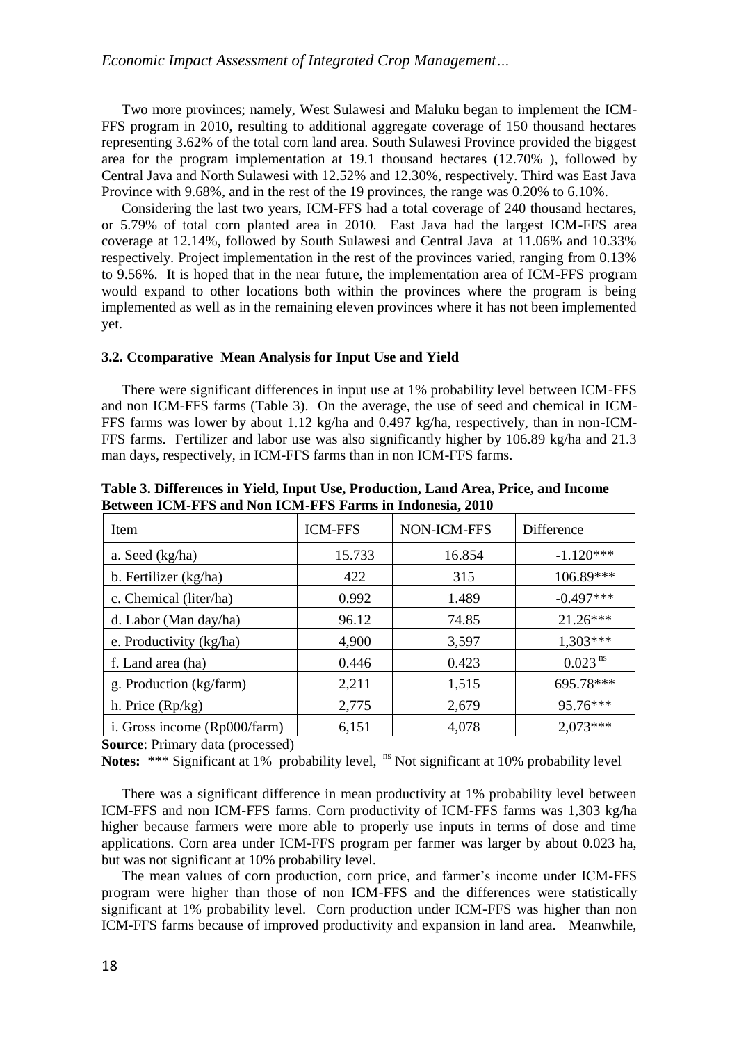Two more provinces; namely, West Sulawesi and Maluku began to implement the ICM-FFS program in 2010, resulting to additional aggregate coverage of 150 thousand hectares representing 3.62% of the total corn land area. South Sulawesi Province provided the biggest area for the program implementation at 19.1 thousand hectares (12.70% ), followed by Central Java and North Sulawesi with 12.52% and 12.30%, respectively. Third was East Java Province with 9.68%, and in the rest of the 19 provinces, the range was 0.20% to 6.10%.

Considering the last two years, ICM-FFS had a total coverage of 240 thousand hectares, or 5.79% of total corn planted area in 2010. East Java had the largest ICM-FFS area coverage at 12.14%, followed by South Sulawesi and Central Java at 11.06% and 10.33% respectively. Project implementation in the rest of the provinces varied, ranging from 0.13% to 9.56%. It is hoped that in the near future, the implementation area of ICM-FFS program would expand to other locations both within the provinces where the program is being implemented as well as in the remaining eleven provinces where it has not been implemented yet.

### 3.2. Ccomparative Mean Analysis for Input Use and Yield

There were significant differences in input use at 1% probability level between ICM-FFS and non ICM-FFS farms (Table 3). On the average, the use of seed and chemical in ICM-FFS farms was lower by about 1.12 kg/ha and 0.497 kg/ha, respectively, than in non-ICM-FFS farms. Fertilizer and labor use was also significantly higher by 106.89 kg/ha and 21.3 man days, respectively, in ICM-FFS farms than in non ICM-FFS farms.

**Table 3. Differences in Yield, Input Use, Production, Land Area, Price, and Income Between ICM-FFS and Non ICM-FFS Farms in Indonesia, 2010**

| Item | ICM-FFS | NON-ICM-FFS | Difference |
|---|---|---|---|
| a. Seed (kg/ha) | 15.733 | 16.854 | -1.120*** |
| b. Fertilizer (kg/ha) | 422 | 315 | 106.89*** |
| c. Chemical (liter/ha) | 0.992 | 1.489 | -0.497*** |
| d. Labor (Man day/ha) | 96.12 | 74.85 | 21.26*** |
| e. Productivity (kg/ha) | 4,900 | 3,597 | 1,303*** |
| f. Land area (ha) | 0.446 | 0.423 | 0.023 [ns] |
| g. Production (kg/farm) | 2,211 | 1,515 | 695.78*** |
| h. Price (Rp/kg) | 2,775 | 2,679 | 95.76*** |
| i. Gross income (Rp000/farm) | 6,151 | 4,078 | 2,073*** |

**Source**: Primary data (processed)

**Notes:** *** Significant at 1% probability level, [ns] Not significant at 10% probability level

There was a significant difference in mean productivity at 1% probability level between ICM-FFS and non ICM-FFS farms. Corn productivity of ICM-FFS farms was 1,303 kg/ha higher because farmers were more able to properly use inputs in terms of dose and time applications. Corn area under ICM-FFS program per farmer was larger by about 0.023 ha, but was not significant at 10% probability level.

The mean values of corn production, corn price, and farmer's income under ICM-FFS program were higher than those of non ICM-FFS and the differences were statistically significant at 1% probability level. Corn production under ICM-FFS was higher than non ICM-FFS farms because of improved productivity and expansion in land area. Meanwhile,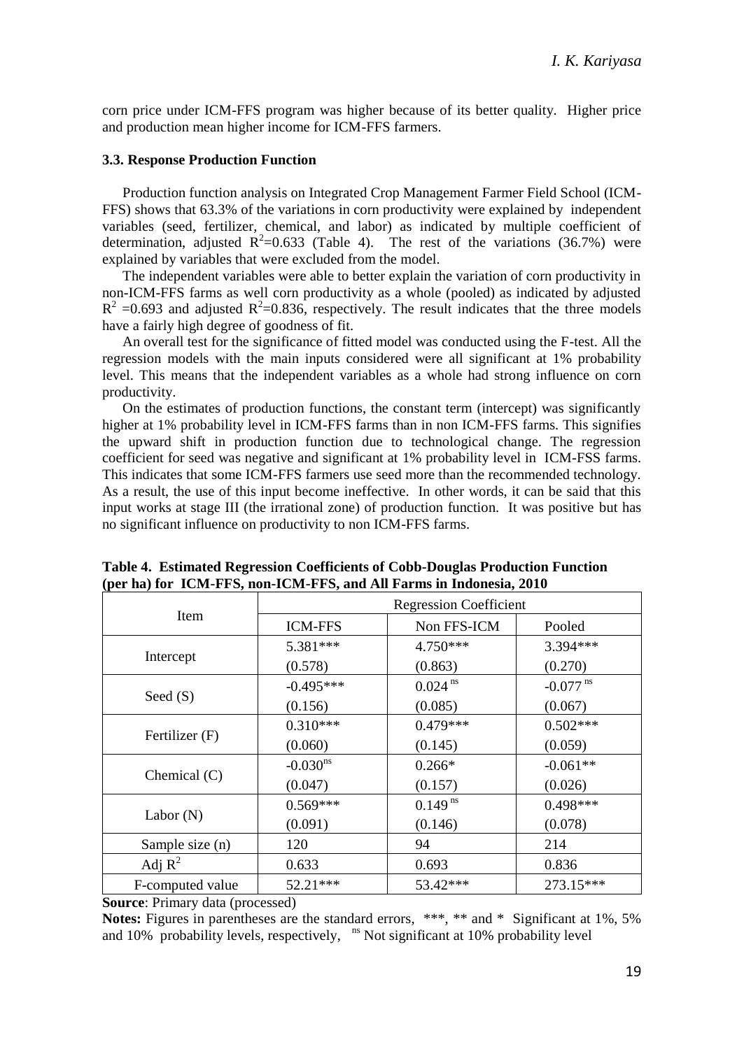corn price under ICM-FFS program was higher because of its better quality. Higher price and production mean higher income for ICM-FFS farmers.

### 3.3. Response Production Function

Production function analysis on Integrated Crop Management Farmer Field School (ICM-FFS) shows that 63.3% of the variations in corn productivity were explained by independent variables (seed, fertilizer, chemical, and labor) as indicated by multiple coefficient of determination, adjusted $R^2$=0.633 (Table 4). The rest of the variations (36.7%) were explained by variables that were excluded from the model.

The independent variables were able to better explain the variation of corn productivity in non-ICM-FFS farms as well corn productivity as a whole (pooled) as indicated by adjusted $R^2$ =0.693 and adjusted $R^2$=0.836, respectively. The result indicates that the three models have a fairly high degree of goodness of fit.

An overall test for the significance of fitted model was conducted using the F-test. All the regression models with the main inputs considered were all significant at 1% probability level. This means that the independent variables as a whole had strong influence on corn productivity.

On the estimates of production functions, the constant term (intercept) was significantly higher at 1% probability level in ICM-FFS farms than in non ICM-FFS farms. This signifies the upward shift in production function due to technological change. The regression coefficient for seed was negative and significant at 1% probability level in ICM-FSS farms. This indicates that some ICM-FFS farmers use seed more than the recommended technology. As a result, the use of this input become ineffective. In other words, it can be said that this input works at stage III (the irrational zone) of production function. It was positive but has no significant influence on productivity to non ICM-FFS farms.

**Table 4. Estimated Regression Coefficients of Cobb-Douglas Production Function (per ha) for ICM-FFS, non-ICM-FFS, and All Farms in Indonesia, 2010**

| Item | Regression Coefficient | | |
|---|---|---|---|
| | ICM-FFS | Non FFS-ICM | Pooled |
| Intercept | 5.381*** (0.578) | 4.750*** (0.863) | 3.394*** (0.270) |
| Seed (S) | -0.495*** (0.156) | 0.024 ns (0.085) | -0.077 ns (0.067) |
| Fertilizer (F) | 0.310*** (0.060) | 0.479*** (0.145) | 0.502*** (0.059) |
| Chemical (C) | -0.030ns (0.047) | 0.266* (0.157) | -0.061** (0.026) |
| Labor (N) | 0.569*** (0.091) | 0.149 ns (0.146) | 0.498*** (0.078) |
| Sample size (n) | 120 | 94 | 214 |
| Adj $R^2$ | 0.633 | 0.693 | 0.836 |
| F-computed value | 52.21*** | 53.42*** | 273.15*** |

**Source**: Primary data (processed)

**Notes:** Figures in parentheses are the standard errors, ***, ** and * Significant at 1%, 5% and 10% probability levels, respectively, ns Not significant at 10% probability level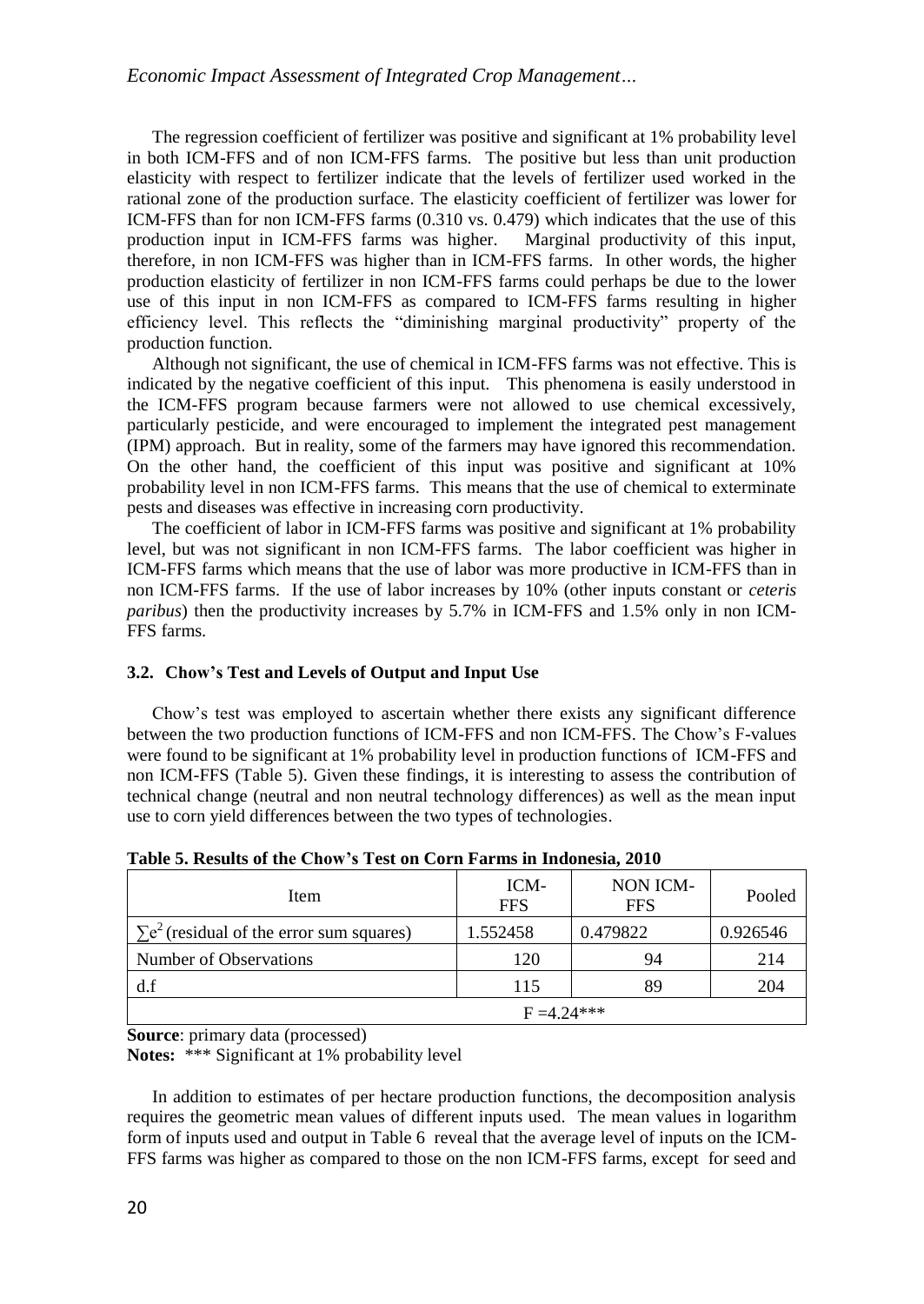The regression coefficient of fertilizer was positive and significant at 1% probability level in both ICM-FFS and of non ICM-FFS farms. The positive but less than unit production elasticity with respect to fertilizer indicate that the levels of fertilizer used worked in the rational zone of the production surface. The elasticity coefficient of fertilizer was lower for ICM-FFS than for non ICM-FFS farms (0.310 vs. 0.479) which indicates that the use of this production input in ICM-FFS farms was higher. Marginal productivity of this input, therefore, in non ICM-FFS was higher than in ICM-FFS farms. In other words, the higher production elasticity of fertilizer in non ICM-FFS farms could perhaps be due to the lower use of this input in non ICM-FFS as compared to ICM-FFS farms resulting in higher efficiency level. This reflects the "diminishing marginal productivity" property of the production function.

Although not significant, the use of chemical in ICM-FFS farms was not effective. This is indicated by the negative coefficient of this input. This phenomena is easily understood in the ICM-FFS program because farmers were not allowed to use chemical excessively, particularly pesticide, and were encouraged to implement the integrated pest management (IPM) approach. But in reality, some of the farmers may have ignored this recommendation. On the other hand, the coefficient of this input was positive and significant at 10% probability level in non ICM-FFS farms. This means that the use of chemical to exterminate pests and diseases was effective in increasing corn productivity.

The coefficient of labor in ICM-FFS farms was positive and significant at 1% probability level, but was not significant in non ICM-FFS farms. The labor coefficient was higher in ICM-FFS farms which means that the use of labor was more productive in ICM-FFS than in non ICM-FFS farms. If the use of labor increases by 10% (other inputs constant or *ceteris paribus*) then the productivity increases by 5.7% in ICM-FFS and 1.5% only in non ICM-FFS farms.

### 3.2. Chow's Test and Levels of Output and Input Use

Chow's test was employed to ascertain whether there exists any significant difference between the two production functions of ICM-FFS and non ICM-FFS. The Chow's F-values were found to be significant at 1% probability level in production functions of ICM-FFS and non ICM-FFS (Table 5). Given these findings, it is interesting to assess the contribution of technical change (neutral and non neutral technology differences) as well as the mean input use to corn yield differences between the two types of technologies.

**Table 5. Results of the Chow's Test on Corn Farms in Indonesia, 2010**

| Item | ICM-FFS | NON ICM-FFS | Pooled |
|---|---|---|---|
| $\sum e^2$ (residual of the error sum squares) | 1.552458 | 0.479822 | 0.926546 |
| Number of Observations | 120 | 94 | 214 |
| d.f | 115 | 89 | 204 |
| F =4.24*** | | | |

**Source**: primary data (processed)

**Notes:** *** Significant at 1% probability level

In addition to estimates of per hectare production functions, the decomposition analysis requires the geometric mean values of different inputs used. The mean values in logarithm form of inputs used and output in Table 6 reveal that the average level of inputs on the ICM-FFS farms was higher as compared to those on the non ICM-FFS farms, except for seed and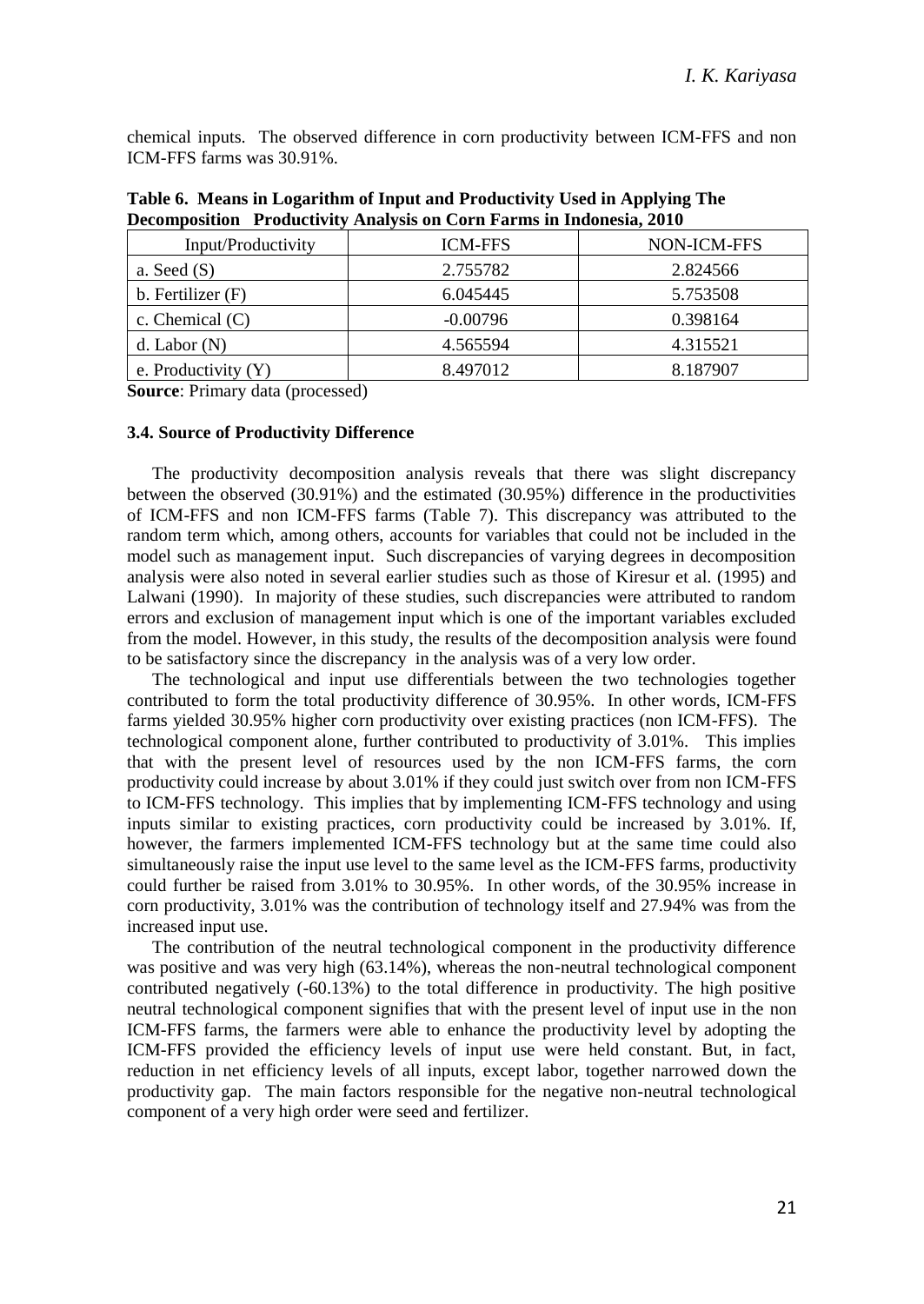chemical inputs. The observed difference in corn productivity between ICM-FFS and non ICM-FFS farms was 30.91%.

**Table 6. Means in Logarithm of Input and Productivity Used in Applying The Decomposition Productivity Analysis on Corn Farms in Indonesia, 2010**

| Input/Productivity | ICM-FFS | NON-ICM-FFS |
|---|---|---|
| a. Seed (S) | 2.755782 | 2.824566 |
| b. Fertilizer (F) | 6.045445 | 5.753508 |
| c. Chemical (C) | -0.00796 | 0.398164 |
| d. Labor (N) | 4.565594 | 4.315521 |
| e. Productivity (Y) | 8.497012 | 8.187907 |

**Source**: Primary data (processed)

### 3.4. Source of Productivity Difference

The productivity decomposition analysis reveals that there was slight discrepancy between the observed (30.91%) and the estimated (30.95%) difference in the productivities of ICM-FFS and non ICM-FFS farms (Table 7). This discrepancy was attributed to the random term which, among others, accounts for variables that could not be included in the model such as management input. Such discrepancies of varying degrees in decomposition analysis were also noted in several earlier studies such as those of Kiresur et al. (1995) and Lalwani (1990). In majority of these studies, such discrepancies were attributed to random errors and exclusion of management input which is one of the important variables excluded from the model. However, in this study, the results of the decomposition analysis were found to be satisfactory since the discrepancy in the analysis was of a very low order.

The technological and input use differentials between the two technologies together contributed to form the total productivity difference of 30.95%. In other words, ICM-FFS farms yielded 30.95% higher corn productivity over existing practices (non ICM-FFS). The technological component alone, further contributed to productivity of 3.01%. This implies that with the present level of resources used by the non ICM-FFS farms, the corn productivity could increase by about 3.01% if they could just switch over from non ICM-FFS to ICM-FFS technology. This implies that by implementing ICM-FFS technology and using inputs similar to existing practices, corn productivity could be increased by 3.01%. If, however, the farmers implemented ICM-FFS technology but at the same time could also simultaneously raise the input use level to the same level as the ICM-FFS farms, productivity could further be raised from 3.01% to 30.95%. In other words, of the 30.95% increase in corn productivity, 3.01% was the contribution of technology itself and 27.94% was from the increased input use.

The contribution of the neutral technological component in the productivity difference was positive and was very high (63.14%), whereas the non-neutral technological component contributed negatively (-60.13%) to the total difference in productivity. The high positive neutral technological component signifies that with the present level of input use in the non ICM-FFS farms, the farmers were able to enhance the productivity level by adopting the ICM-FFS provided the efficiency levels of input use were held constant. But, in fact, reduction in net efficiency levels of all inputs, except labor, together narrowed down the productivity gap. The main factors responsible for the negative non-neutral technological component of a very high order were seed and fertilizer.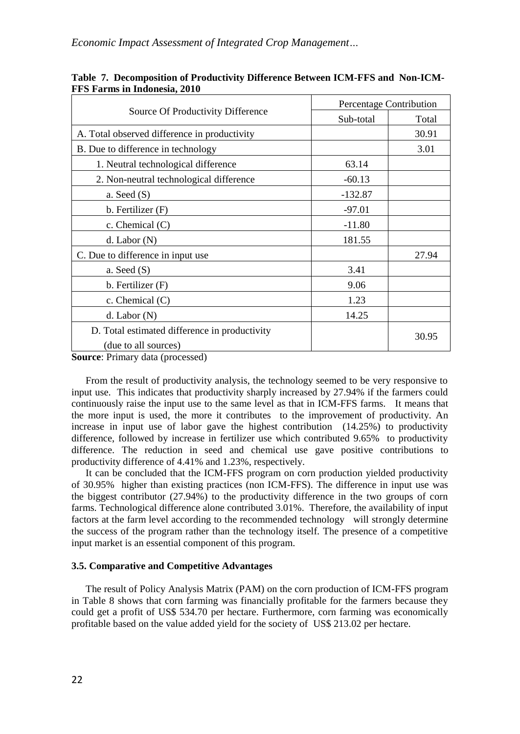**Table 7. Decomposition of Productivity Difference Between ICM-FFS and Non-ICM-FFS Farms in Indonesia, 2010**

| Source Of Productivity Difference | Percentage Contribution | |
|---|---|---|
| | Sub-total | Total |
| A. Total observed difference in productivity | | 30.91 |
| B. Due to difference in technology | | 3.01 |
| 1. Neutral technological difference | 63.14 | |
| 2. Non-neutral technological difference | -60.13 | |
| a. Seed (S) | -132.87 | |
| b. Fertilizer (F) | -97.01 | |
| c. Chemical (C) | -11.80 | |
| d. Labor (N) | 181.55 | |
| C. Due to difference in input use | | 27.94 |
| a. Seed (S) | 3.41 | |
| b. Fertilizer (F) | 9.06 | |
| c. Chemical (C) | 1.23 | |
| d. Labor (N) | 14.25 | |
| D. Total estimated difference in productivity (due to all sources) | | 30.95 |

**Source**: Primary data (processed)

From the result of productivity analysis, the technology seemed to be very responsive to input use. This indicates that productivity sharply increased by 27.94% if the farmers could continuously raise the input use to the same level as that in ICM-FFS farms. It means that the more input is used, the more it contributes to the improvement of productivity. An increase in input use of labor gave the highest contribution (14.25%) to productivity difference, followed by increase in fertilizer use which contributed 9.65% to productivity difference. The reduction in seed and chemical use gave positive contributions to productivity difference of 4.41% and 1.23%, respectively.

It can be concluded that the ICM-FFS program on corn production yielded productivity of 30.95% higher than existing practices (non ICM-FFS). The difference in input use was the biggest contributor (27.94%) to the productivity difference in the two groups of corn farms. Technological difference alone contributed 3.01%. Therefore, the availability of input factors at the farm level according to the recommended technology will strongly determine the success of the program rather than the technology itself. The presence of a competitive input market is an essential component of this program.

### 3.5. Comparative and Competitive Advantages

The result of Policy Analysis Matrix (PAM) on the corn production of ICM-FFS program in Table 8 shows that corn farming was financially profitable for the farmers because they could get a profit of US$ 534.70 per hectare. Furthermore, corn farming was economically profitable based on the value added yield for the society of US$ 213.02 per hectare.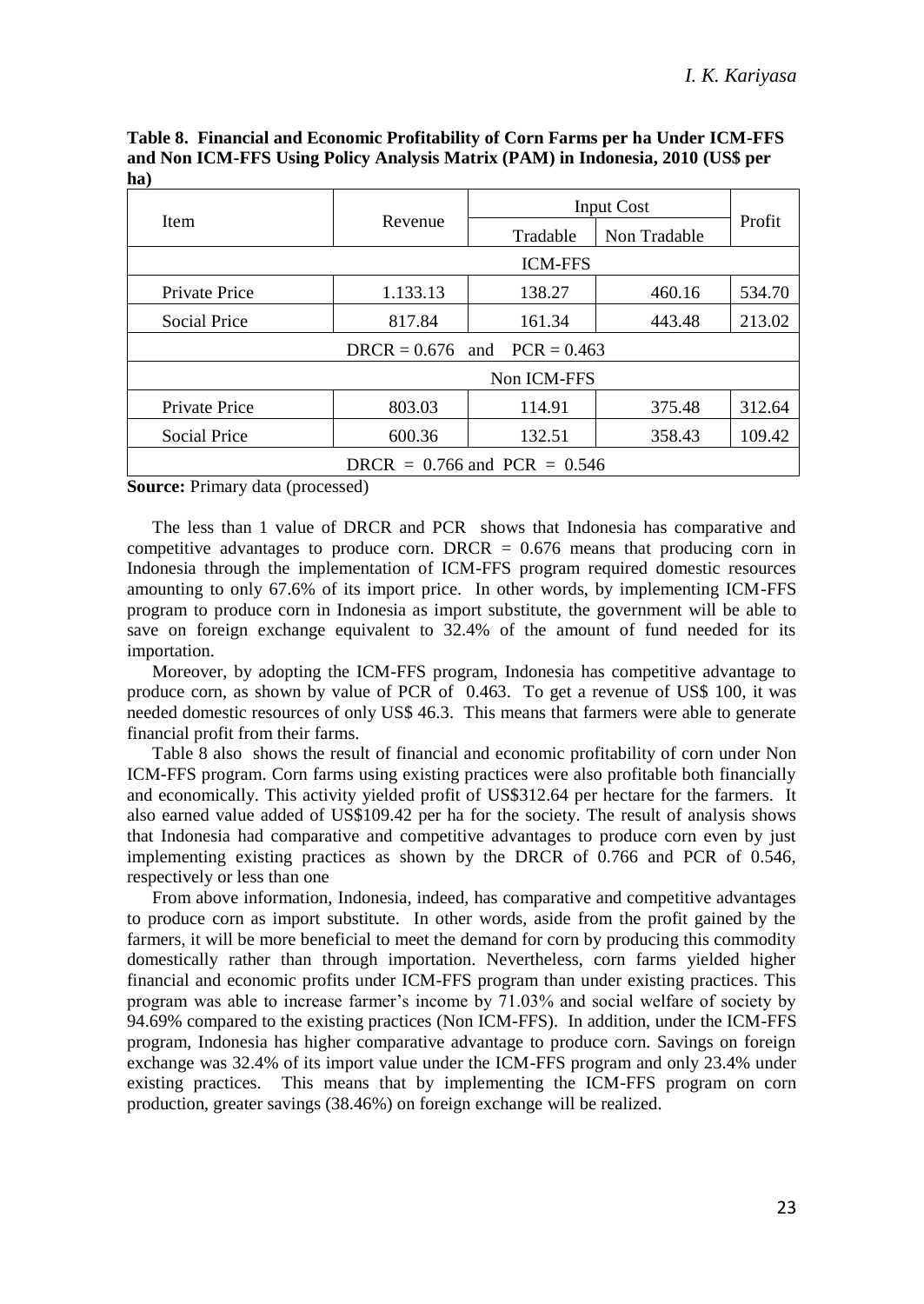**Table 8. Financial and Economic Profitability of Corn Farms per ha Under ICM-FFS and Non ICM-FFS Using Policy Analysis Matrix (PAM) in Indonesia, 2010 (US$ per ha)**

| Item | Revenue | Input Cost | | Profit |
|---|---|---|---|---|
| | | Tradable | Non Tradable | |
| ICM-FFS | | | | |
| Private Price | 1.133.13 | 138.27 | 460.16 | 534.70 |
| Social Price | 817.84 | 161.34 | 443.48 | 213.02 |
| DRCR = 0.676 and PCR = 0.463 | | | | |
| Non ICM-FFS | | | | |
| Private Price | 803.03 | 114.91 | 375.48 | 312.64 |
| Social Price | 600.36 | 132.51 | 358.43 | 109.42 |
| DRCR = 0.766 and PCR = 0.546 | | | | |

**Source:** Primary data (processed)

The less than 1 value of DRCR and PCR shows that Indonesia has comparative and competitive advantages to produce corn. DRCR = 0.676 means that producing corn in Indonesia through the implementation of ICM-FFS program required domestic resources amounting to only 67.6% of its import price. In other words, by implementing ICM-FFS program to produce corn in Indonesia as import substitute, the government will be able to save on foreign exchange equivalent to 32.4% of the amount of fund needed for its importation.

Moreover, by adopting the ICM-FFS program, Indonesia has competitive advantage to produce corn, as shown by value of PCR of 0.463. To get a revenue of US$ 100, it was needed domestic resources of only US$ 46.3. This means that farmers were able to generate financial profit from their farms.

Table 8 also shows the result of financial and economic profitability of corn under Non ICM-FFS program. Corn farms using existing practices were also profitable both financially and economically. This activity yielded profit of US$312.64 per hectare for the farmers. It also earned value added of US$109.42 per ha for the society. The result of analysis shows that Indonesia had comparative and competitive advantages to produce corn even by just implementing existing practices as shown by the DRCR of 0.766 and PCR of 0.546, respectively or less than one

From above information, Indonesia, indeed, has comparative and competitive advantages to produce corn as import substitute. In other words, aside from the profit gained by the farmers, it will be more beneficial to meet the demand for corn by producing this commodity domestically rather than through importation. Nevertheless, corn farms yielded higher financial and economic profits under ICM-FFS program than under existing practices. This program was able to increase farmer's income by 71.03% and social welfare of society by 94.69% compared to the existing practices (Non ICM-FFS). In addition, under the ICM-FFS program, Indonesia has higher comparative advantage to produce corn. Savings on foreign exchange was 32.4% of its import value under the ICM-FFS program and only 23.4% under existing practices. This means that by implementing the ICM-FFS program on corn production, greater savings (38.46%) on foreign exchange will be realized.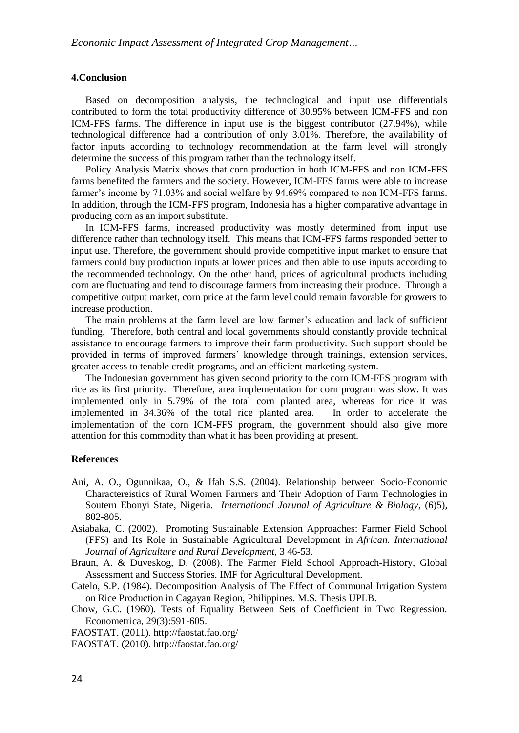## 4.Conclusion

Based on decomposition analysis, the technological and input use differentials contributed to form the total productivity difference of 30.95% between ICM-FFS and non ICM-FFS farms. The difference in input use is the biggest contributor (27.94%), while technological difference had a contribution of only 3.01%. Therefore, the availability of factor inputs according to technology recommendation at the farm level will strongly determine the success of this program rather than the technology itself.

Policy Analysis Matrix shows that corn production in both ICM-FFS and non ICM-FFS farms benefited the farmers and the society. However, ICM-FFS farms were able to increase farmer's income by 71.03% and social welfare by 94.69% compared to non ICM-FFS farms. In addition, through the ICM-FFS program, Indonesia has a higher comparative advantage in producing corn as an import substitute.

In ICM-FFS farms, increased productivity was mostly determined from input use difference rather than technology itself. This means that ICM-FFS farms responded better to input use. Therefore, the government should provide competitive input market to ensure that farmers could buy production inputs at lower prices and then able to use inputs according to the recommended technology. On the other hand, prices of agricultural products including corn are fluctuating and tend to discourage farmers from increasing their produce. Through a competitive output market, corn price at the farm level could remain favorable for growers to increase production.

The main problems at the farm level are low farmer's education and lack of sufficient funding. Therefore, both central and local governments should constantly provide technical assistance to encourage farmers to improve their farm productivity. Such support should be provided in terms of improved farmers' knowledge through trainings, extension services, greater access to tenable credit programs, and an efficient marketing system.

The Indonesian government has given second priority to the corn ICM-FFS program with rice as its first priority. Therefore, area implementation for corn program was slow. It was implemented only in 5.79% of the total corn planted area, whereas for rice it was implemented in 34.36% of the total rice planted area. In order to accelerate the implementation of the corn ICM-FFS program, the government should also give more attention for this commodity than what it has been providing at present.

## References

Ani, A. O., Ogunnikaa, O., & Ifah S.S. (2004). Relationship between Socio-Economic Charactereistics of Rural Women Farmers and Their Adoption of Farm Technologies in Soutern Ebonyi State, Nigeria. *International Jorunal of Agriculture & Biology*, (6)5), 802-805.

Asiabaka, C. (2002). Promoting Sustainable Extension Approaches: Farmer Field School (FFS) and Its Role in Sustainable Agricultural Development in *African. International Journal of Agriculture and Rural Development*, 3 46-53.

Braun, A. & Duveskog, D. (2008). The Farmer Field School Approach-History, Global Assessment and Success Stories. IMF for Agricultural Development.

Catelo, S.P. (1984). Decomposition Analysis of The Effect of Communal Irrigation System on Rice Production in Cagayan Region, Philippines. M.S. Thesis UPLB.

Chow, G.C. (1960). Tests of Equality Between Sets of Coefficient in Two Regression. Econometrica, 29(3):591-605.

FAOSTAT. (2011). http://faostat.fao.org/

FAOSTAT. (2010). http://faostat.fao.org/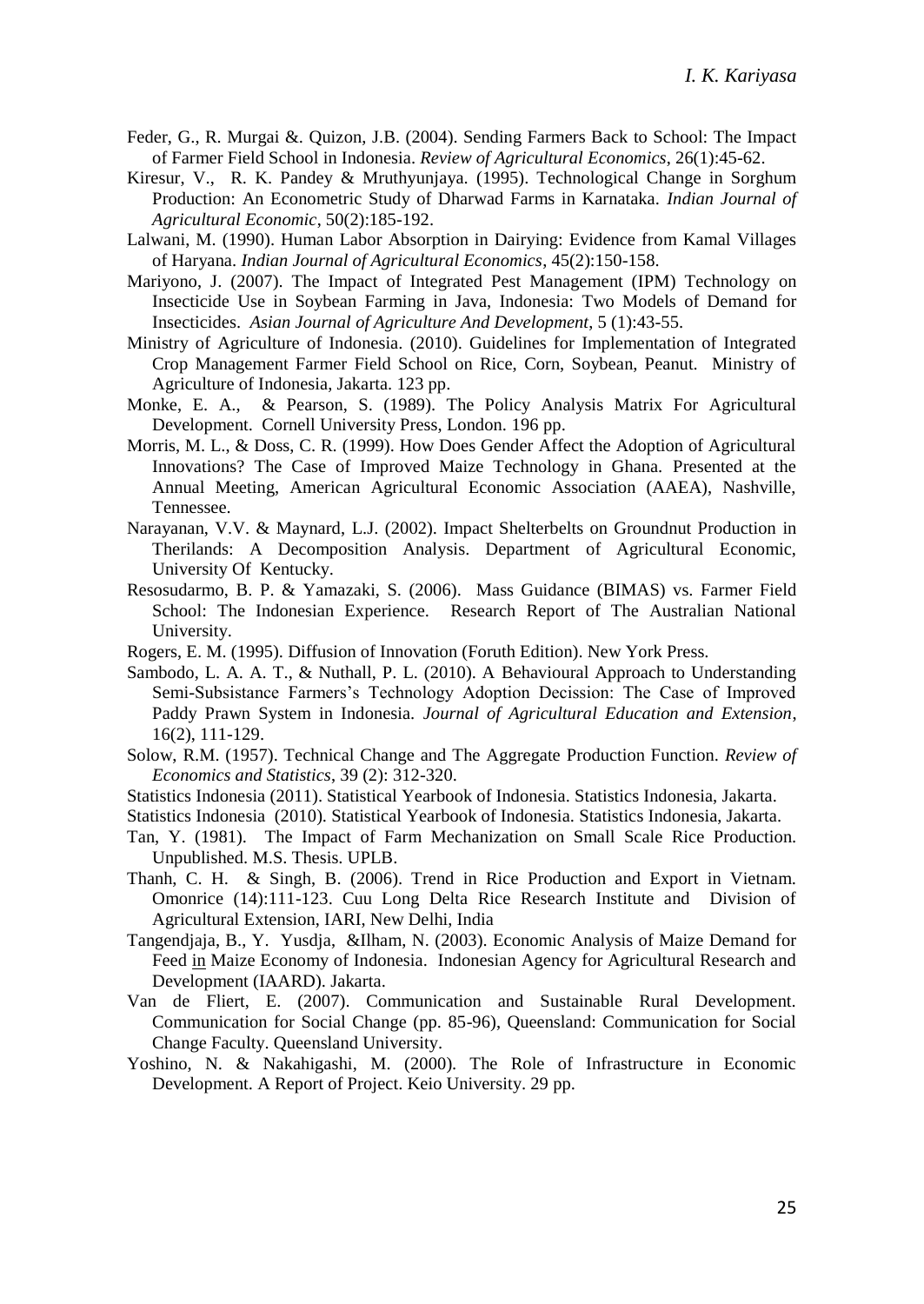Feder, G., R. Murgai &. Quizon, J.B. (2004). Sending Farmers Back to School: The Impact of Farmer Field School in Indonesia. *Review of Agricultural Economics*, 26(1):45-62.

Kiresur, V., R. K. Pandey & Mruthyunjaya. (1995). Technological Change in Sorghum Production: An Econometric Study of Dharwad Farms in Karnataka. *Indian Journal of Agricultural Economic*, 50(2):185-192.

Lalwani, M. (1990). Human Labor Absorption in Dairying: Evidence from Kamal Villages of Haryana. *Indian Journal of Agricultural Economics*, 45(2):150-158.

Mariyono, J. (2007). The Impact of Integrated Pest Management (IPM) Technology on Insecticide Use in Soybean Farming in Java, Indonesia: Two Models of Demand for Insecticides. *Asian Journal of Agriculture And Development*, 5 (1):43-55.

Ministry of Agriculture of Indonesia. (2010). Guidelines for Implementation of Integrated Crop Management Farmer Field School on Rice, Corn, Soybean, Peanut. Ministry of Agriculture of Indonesia, Jakarta. 123 pp.

Monke, E. A., & Pearson, S. (1989). The Policy Analysis Matrix For Agricultural Development. Cornell University Press, London. 196 pp.

Morris, M. L., & Doss, C. R. (1999). How Does Gender Affect the Adoption of Agricultural Innovations? The Case of Improved Maize Technology in Ghana. Presented at the Annual Meeting, American Agricultural Economic Association (AAEA), Nashville, Tennessee.

Narayanan, V.V. & Maynard, L.J. (2002). Impact Shelterbelts on Groundnut Production in Therilands: A Decomposition Analysis. Department of Agricultural Economic, University Of Kentucky.

Resosudarmo, B. P. & Yamazaki, S. (2006). Mass Guidance (BIMAS) vs. Farmer Field School: The Indonesian Experience. Research Report of The Australian National University.

Rogers, E. M. (1995). Diffusion of Innovation (Foruth Edition). New York Press.

Sambodo, L. A. A. T., & Nuthall, P. L. (2010). A Behavioural Approach to Understanding Semi-Subsistance Farmers's Technology Adoption Decission: The Case of Improved Paddy Prawn System in Indonesia. *Journal of Agricultural Education and Extension*, 16(2), 111-129.

Solow, R.M. (1957). Technical Change and The Aggregate Production Function. *Review of Economics and Statistics*, 39 (2): 312-320.

Statistics Indonesia (2011). Statistical Yearbook of Indonesia. Statistics Indonesia, Jakarta.

Statistics Indonesia (2010). Statistical Yearbook of Indonesia. Statistics Indonesia, Jakarta.

Tan, Y. (1981). The Impact of Farm Mechanization on Small Scale Rice Production. Unpublished. M.S. Thesis. UPLB.

Thanh, C. H. & Singh, B. (2006). Trend in Rice Production and Export in Vietnam. Omonrice (14):111-123. Cuu Long Delta Rice Research Institute and Division of Agricultural Extension, IARI, New Delhi, India

Tangendjaja, B., Y. Yusdja, &Ilham, N. (2003). Economic Analysis of Maize Demand for Feed in Maize Economy of Indonesia. Indonesian Agency for Agricultural Research and Development (IAARD). Jakarta.

Van de Fliert, E. (2007). Communication and Sustainable Rural Development. Communication for Social Change (pp. 85-96), Queensland: Communication for Social Change Faculty. Queensland University.

Yoshino, N. & Nakahigashi, M. (2000). The Role of Infrastructure in Economic Development. A Report of Project. Keio University. 29 pp.